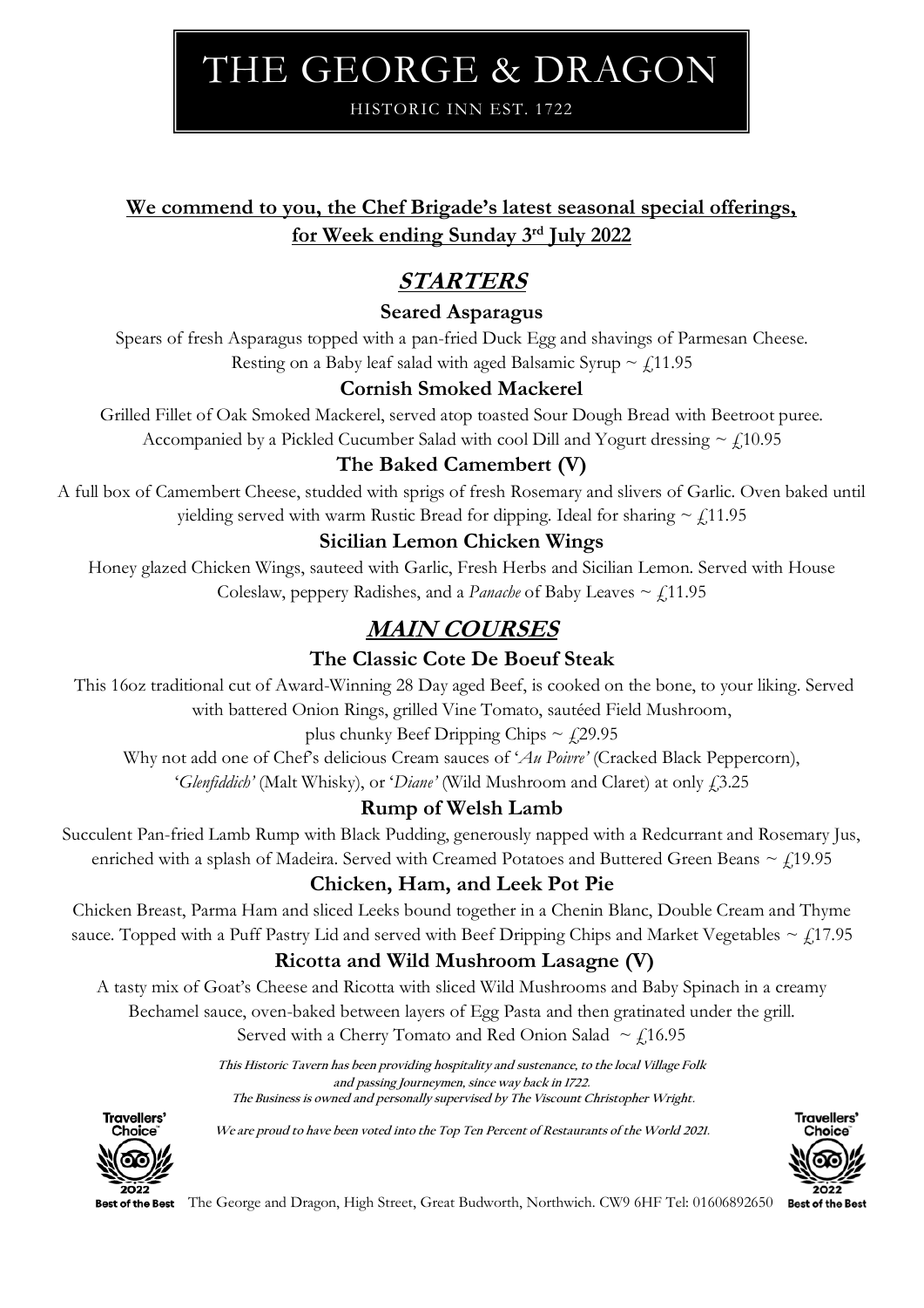# THE GEORGE & DRAGON

HISTORIC INN EST. 1722

**We commend to you, the Chef Brigade's latest seasonal special offerings, for Week ending Sunday 3rd July 2022**

## STARTERS

### Seared Asparagus

Spears of fresh Asparagus topped with a pan-fried Duck Egg and shavings of Parmesan Cheese. Resting on a Baby leaf salad with aged Balsamic Syrup ~ £11.95

### Cornish Smoked Mackerel

Grilled Fillet of Oak Smoked Mackerel, served atop toasted Sour Dough Bread with Beetroot puree. Accompanied by a Pickled Cucumber Salad with cool Dill and Yogurt dressing ~ £10.95

### The Baked Camembert (V)

A full box of Camembert Cheese, studded with sprigs of fresh Rosemary and slivers of Garlic. Oven baked until yielding served with warm Rustic Bread for dipping. Ideal for sharing ~ £11.95

### Sicilian Lemon Chicken Wings

Honey glazed Chicken Wings, sauteed with Garlic, Fresh Herbs and Sicilian Lemon. Served with House Coleslaw, peppery Radishes, and a *Panache* of Baby Leaves ~ £11.95

## MAIN COURSES

### The Classic Cote De Boeuf Steak

This 16oz traditional cut of Award-Winning 28 Day aged Beef, is cooked on the bone, to your liking. Served with battered Onion Rings, grilled Vine Tomato, sautéed Field Mushroom, plus chunky Beef Dripping Chips ~ £29.95

Why not add one of Chef's delicious Cream sauces of '*Au Poivre*' (Cracked Black Peppercorn), '*Glenfiddich*' (Malt Whisky), or '*Diane*' (Wild Mushroom and Claret) at only £3.25

### Rump of Welsh Lamb

Succulent Pan-fried Lamb Rump with Black Pudding, generously napped with a Redcurrant and Rosemary Jus, enriched with a splash of Madeira. Served with Creamed Potatoes and Buttered Green Beans ~ £19.95

### Chicken, Ham, and Leek Pot Pie

Chicken Breast, Parma Ham and sliced Leeks bound together in a Chenin Blanc, Double Cream and Thyme sauce. Topped with a Puff Pastry Lid and served with Beef Dripping Chips and Market Vegetables ~ £17.95

### Ricotta and Wild Mushroom Lasagne (V)

A tasty mix of Goat's Cheese and Ricotta with sliced Wild Mushrooms and Baby Spinach in a creamy Bechamel sauce, oven-baked between layers of Egg Pasta and then gratinated under the grill. Served with a Cherry Tomato and Red Onion Salad ~ £16.95

*This Historic Tavern has been providing hospitality and sustenance, to the local Village Folk and passing Journeymen, since way back in 1722.*
*The Business is owned and personally supervised by The Viscount Christopher Wright.*

*We are proud to have been voted into the Top Ten Percent of Restaurants of the World 2021.*

Travellers' Choice 2022 Best of the Best

The George and Dragon, High Street, Great Budworth, Northwich. CW9 6HF Tel: 01606892650

Travellers' Choice 2022 Best of the Best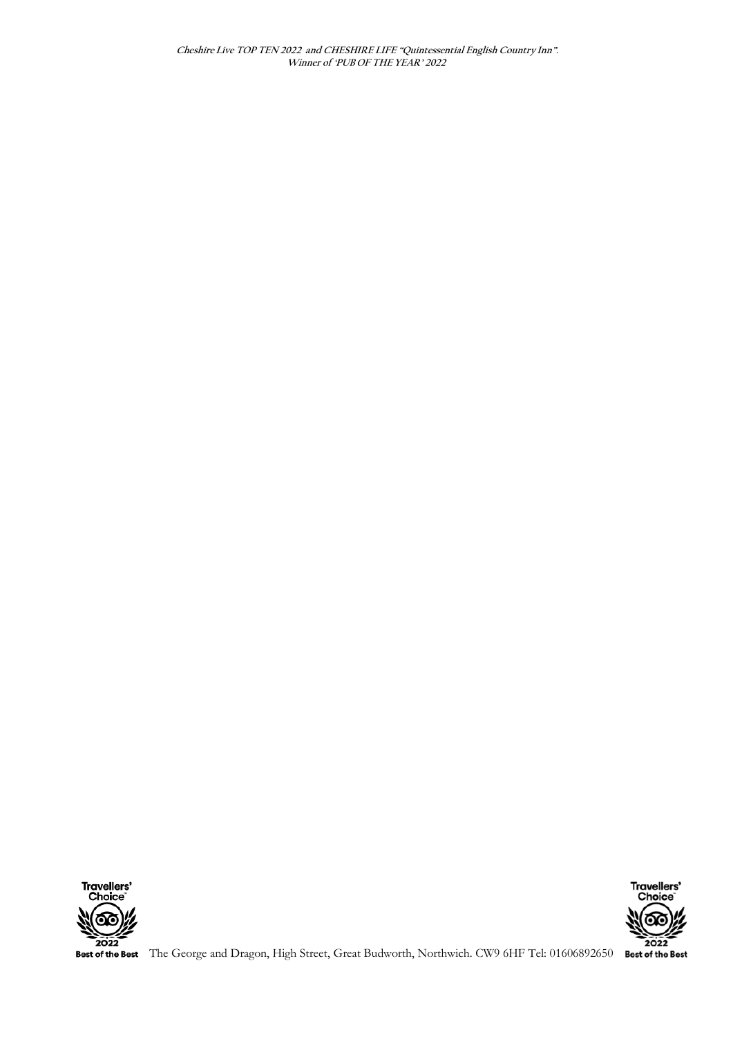**Cheshire Live TOP TEN 2022 and CHESHIRE LIFE "Quintessential English Country Inn".**
**Winner of 'PUB OF THE YEAR' 2022**

Travellers' Choice 2022 Best of the Best

The George and Dragon, High Street, Great Budworth, Northwich. CW9 6HF Tel: 01606892650

Travellers' Choice 2022 Best of the Best